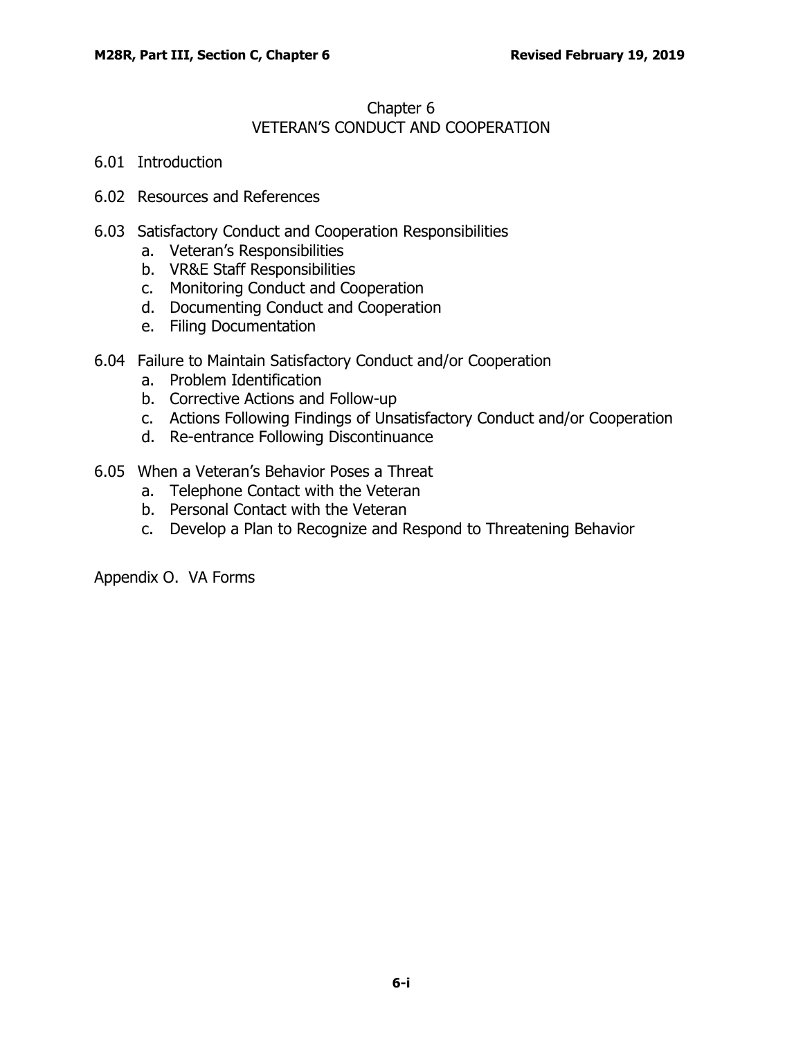# Chapter 6
# VETERAN'S CONDUCT AND COOPERATION

6.01 Introduction

6.02 Resources and References

6.03 Satisfactory Conduct and Cooperation Responsibilities
- a. Veteran's Responsibilities
- b. VR&E Staff Responsibilities
- c. Monitoring Conduct and Cooperation
- d. Documenting Conduct and Cooperation
- e. Filing Documentation

6.04 Failure to Maintain Satisfactory Conduct and/or Cooperation
- a. Problem Identification
- b. Corrective Actions and Follow-up
- c. Actions Following Findings of Unsatisfactory Conduct and/or Cooperation
- d. Re-entrance Following Discontinuance

6.05 When a Veteran's Behavior Poses a Threat
- a. Telephone Contact with the Veteran
- b. Personal Contact with the Veteran
- c. Develop a Plan to Recognize and Respond to Threatening Behavior

Appendix O. VA Forms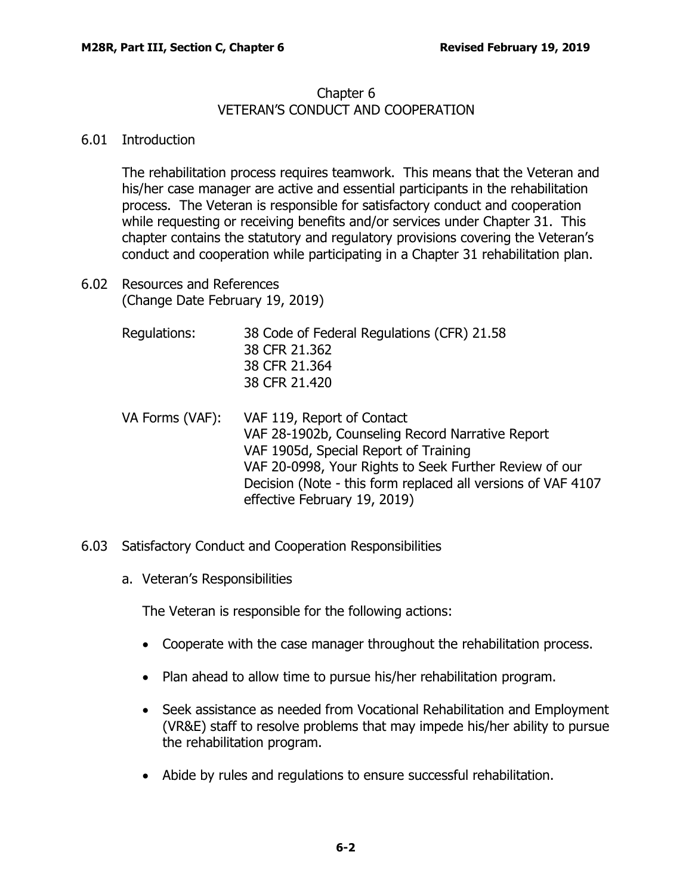# Chapter 6
# VETERAN'S CONDUCT AND COOPERATION

## 6.01 Introduction

The rehabilitation process requires teamwork. This means that the Veteran and his/her case manager are active and essential participants in the rehabilitation process. The Veteran is responsible for satisfactory conduct and cooperation while requesting or receiving benefits and/or services under Chapter 31. This chapter contains the statutory and regulatory provisions covering the Veteran's conduct and cooperation while participating in a Chapter 31 rehabilitation plan.

## 6.02 Resources and References
(Change Date February 19, 2019)

Regulations:
- 38 Code of Federal Regulations (CFR) 21.58
- 38 CFR 21.362
- 38 CFR 21.364
- 38 CFR 21.420

VA Forms (VAF):
- VAF 119, Report of Contact
- VAF 28-1902b, Counseling Record Narrative Report
- VAF 1905d, Special Report of Training
- VAF 20-0998, Your Rights to Seek Further Review of our Decision (Note - this form replaced all versions of VAF 4107 effective February 19, 2019)

## 6.03 Satisfactory Conduct and Cooperation Responsibilities

### a. Veteran's Responsibilities

The Veteran is responsible for the following actions:

- Cooperate with the case manager throughout the rehabilitation process.
- Plan ahead to allow time to pursue his/her rehabilitation program.
- Seek assistance as needed from Vocational Rehabilitation and Employment (VR&E) staff to resolve problems that may impede his/her ability to pursue the rehabilitation program.
- Abide by rules and regulations to ensure successful rehabilitation.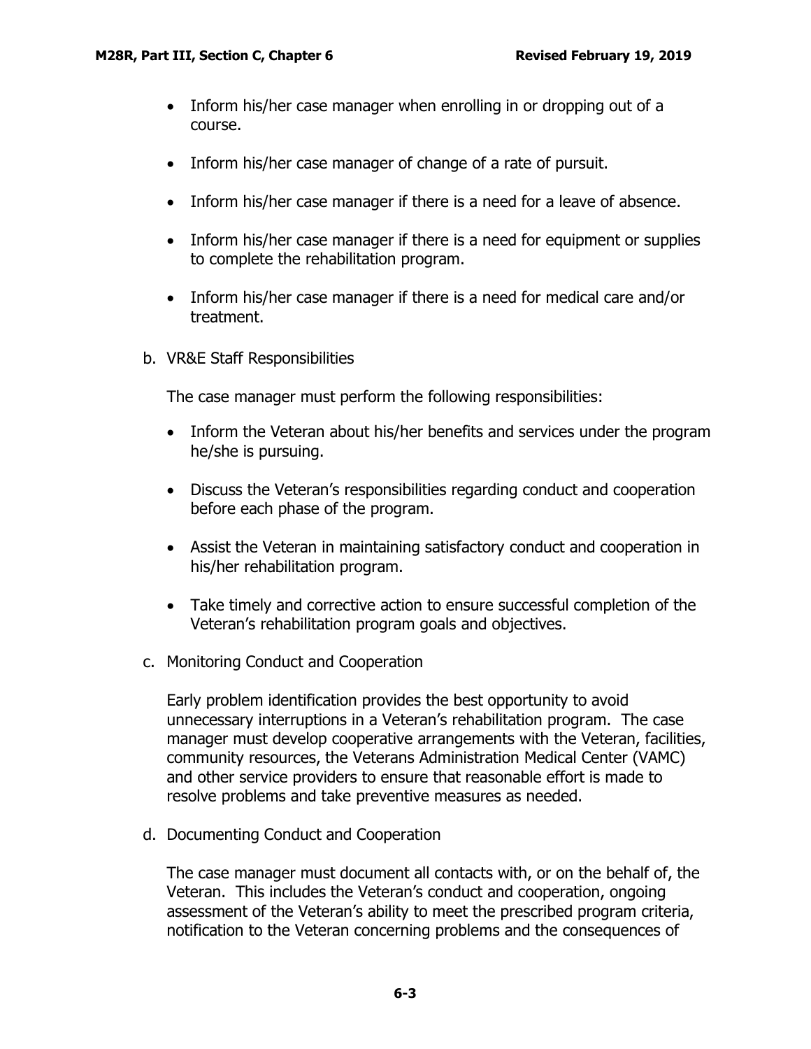- Inform his/her case manager when enrolling in or dropping out of a course.
- Inform his/her case manager of change of a rate of pursuit.
- Inform his/her case manager if there is a need for a leave of absence.
- Inform his/her case manager if there is a need for equipment or supplies to complete the rehabilitation program.
- Inform his/her case manager if there is a need for medical care and/or treatment.

b. VR&E Staff Responsibilities

The case manager must perform the following responsibilities:

- Inform the Veteran about his/her benefits and services under the program he/she is pursuing.
- Discuss the Veteran's responsibilities regarding conduct and cooperation before each phase of the program.
- Assist the Veteran in maintaining satisfactory conduct and cooperation in his/her rehabilitation program.
- Take timely and corrective action to ensure successful completion of the Veteran's rehabilitation program goals and objectives.

c. Monitoring Conduct and Cooperation

Early problem identification provides the best opportunity to avoid unnecessary interruptions in a Veteran's rehabilitation program. The case manager must develop cooperative arrangements with the Veteran, facilities, community resources, the Veterans Administration Medical Center (VAMC) and other service providers to ensure that reasonable effort is made to resolve problems and take preventive measures as needed.

d. Documenting Conduct and Cooperation

The case manager must document all contacts with, or on the behalf of, the Veteran. This includes the Veteran's conduct and cooperation, ongoing assessment of the Veteran's ability to meet the prescribed program criteria, notification to the Veteran concerning problems and the consequences of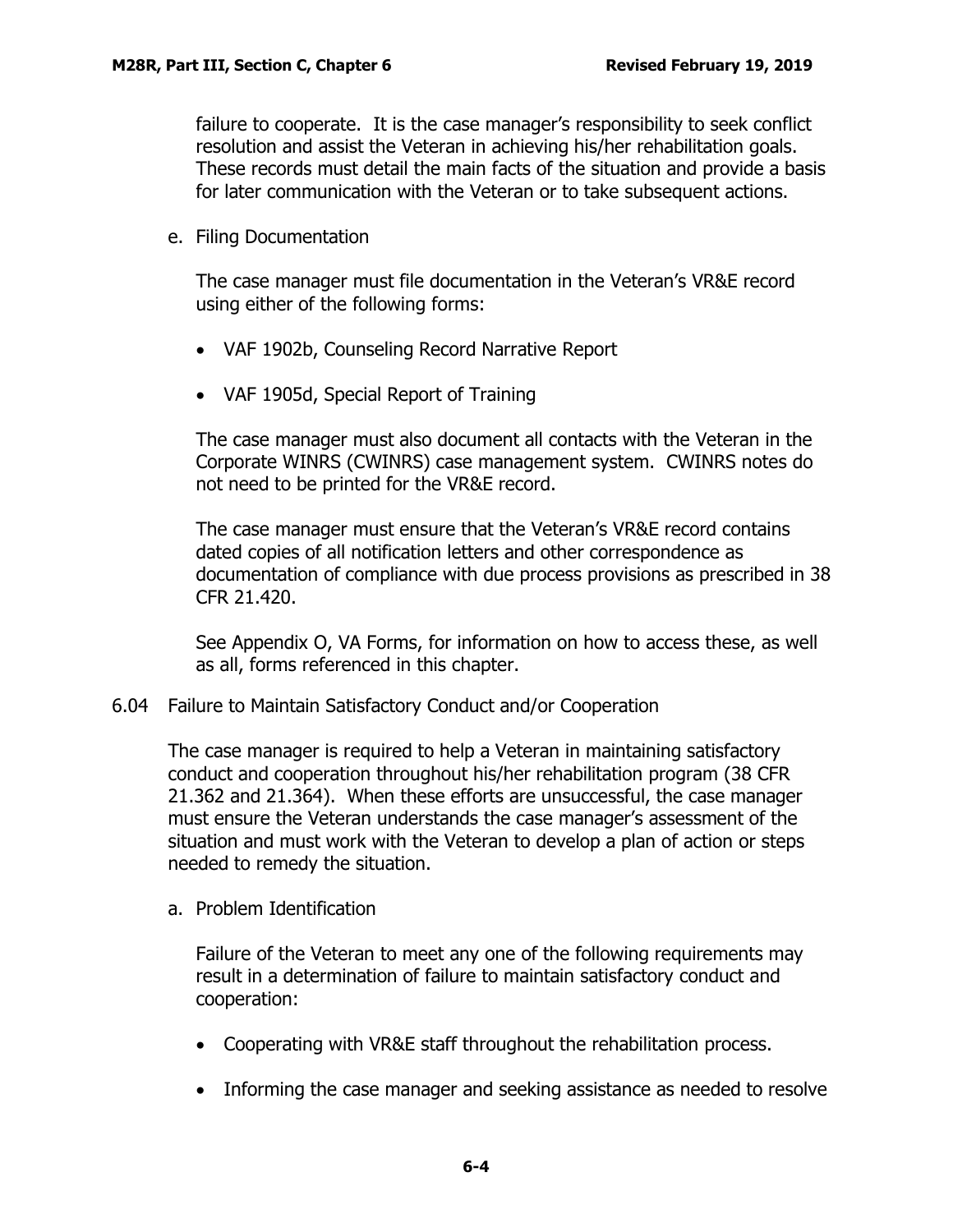failure to cooperate. It is the case manager's responsibility to seek conflict resolution and assist the Veteran in achieving his/her rehabilitation goals. These records must detail the main facts of the situation and provide a basis for later communication with the Veteran or to take subsequent actions.

e. Filing Documentation

The case manager must file documentation in the Veteran's VR&E record using either of the following forms:

- VAF 1902b, Counseling Record Narrative Report
- VAF 1905d, Special Report of Training

The case manager must also document all contacts with the Veteran in the Corporate WINRS (CWINRS) case management system. CWINRS notes do not need to be printed for the VR&E record.

The case manager must ensure that the Veteran's VR&E record contains dated copies of all notification letters and other correspondence as documentation of compliance with due process provisions as prescribed in 38 CFR 21.420.

See Appendix O, VA Forms, for information on how to access these, as well as all, forms referenced in this chapter.

## 6.04 Failure to Maintain Satisfactory Conduct and/or Cooperation

The case manager is required to help a Veteran in maintaining satisfactory conduct and cooperation throughout his/her rehabilitation program (38 CFR 21.362 and 21.364). When these efforts are unsuccessful, the case manager must ensure the Veteran understands the case manager's assessment of the situation and must work with the Veteran to develop a plan of action or steps needed to remedy the situation.

a. Problem Identification

Failure of the Veteran to meet any one of the following requirements may result in a determination of failure to maintain satisfactory conduct and cooperation:

- Cooperating with VR&E staff throughout the rehabilitation process.
- Informing the case manager and seeking assistance as needed to resolve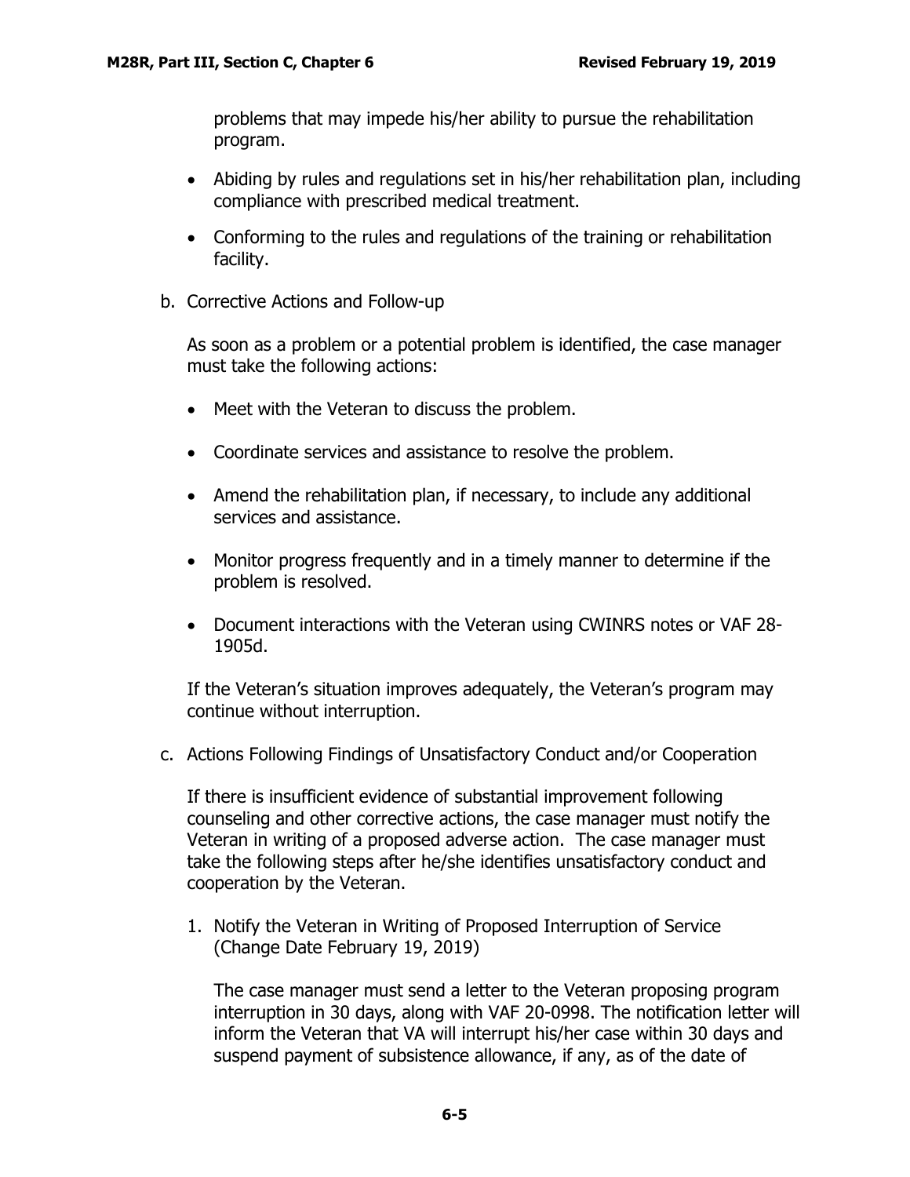problems that may impede his/her ability to pursue the rehabilitation program.

- Abiding by rules and regulations set in his/her rehabilitation plan, including compliance with prescribed medical treatment.
- Conforming to the rules and regulations of the training or rehabilitation facility.

b. Corrective Actions and Follow-up

As soon as a problem or a potential problem is identified, the case manager must take the following actions:

- Meet with the Veteran to discuss the problem.
- Coordinate services and assistance to resolve the problem.
- Amend the rehabilitation plan, if necessary, to include any additional services and assistance.
- Monitor progress frequently and in a timely manner to determine if the problem is resolved.
- Document interactions with the Veteran using CWINRS notes or VAF 28-1905d.

If the Veteran's situation improves adequately, the Veteran's program may continue without interruption.

c. Actions Following Findings of Unsatisfactory Conduct and/or Cooperation

If there is insufficient evidence of substantial improvement following counseling and other corrective actions, the case manager must notify the Veteran in writing of a proposed adverse action. The case manager must take the following steps after he/she identifies unsatisfactory conduct and cooperation by the Veteran.

1. Notify the Veteran in Writing of Proposed Interruption of Service (Change Date February 19, 2019)

The case manager must send a letter to the Veteran proposing program interruption in 30 days, along with VAF 20-0998. The notification letter will inform the Veteran that VA will interrupt his/her case within 30 days and suspend payment of subsistence allowance, if any, as of the date of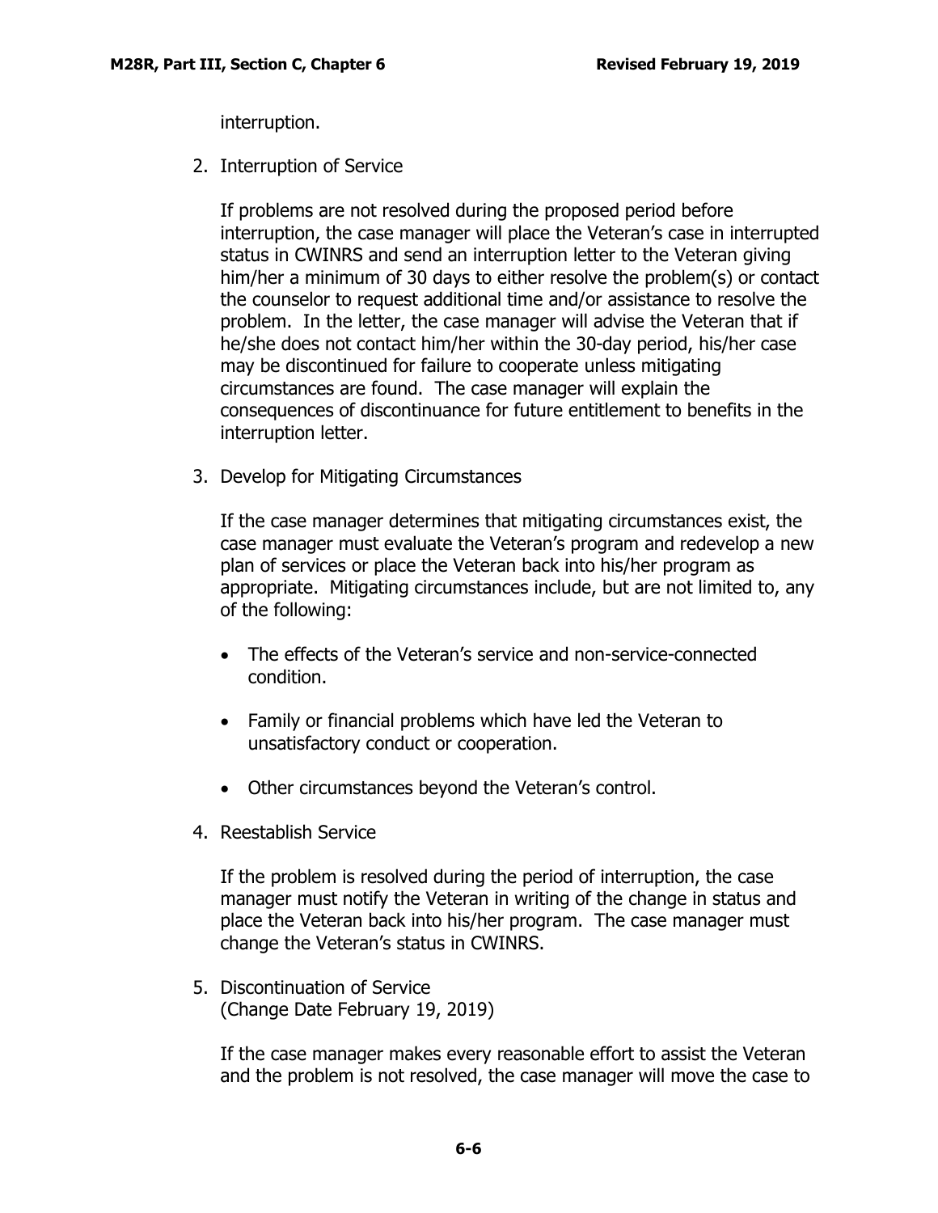interruption.

2. Interruption of Service

   If problems are not resolved during the proposed period before interruption, the case manager will place the Veteran's case in interrupted status in CWINRS and send an interruption letter to the Veteran giving him/her a minimum of 30 days to either resolve the problem(s) or contact the counselor to request additional time and/or assistance to resolve the problem. In the letter, the case manager will advise the Veteran that if he/she does not contact him/her within the 30-day period, his/her case may be discontinued for failure to cooperate unless mitigating circumstances are found. The case manager will explain the consequences of discontinuance for future entitlement to benefits in the interruption letter.

3. Develop for Mitigating Circumstances

   If the case manager determines that mitigating circumstances exist, the case manager must evaluate the Veteran's program and redevelop a new plan of services or place the Veteran back into his/her program as appropriate. Mitigating circumstances include, but are not limited to, any of the following:

   - The effects of the Veteran's service and non-service-connected condition.
   - Family or financial problems which have led the Veteran to unsatisfactory conduct or cooperation.
   - Other circumstances beyond the Veteran's control.

4. Reestablish Service

   If the problem is resolved during the period of interruption, the case manager must notify the Veteran in writing of the change in status and place the Veteran back into his/her program. The case manager must change the Veteran's status in CWINRS.

5. Discontinuation of Service
   (Change Date February 19, 2019)

   If the case manager makes every reasonable effort to assist the Veteran and the problem is not resolved, the case manager will move the case to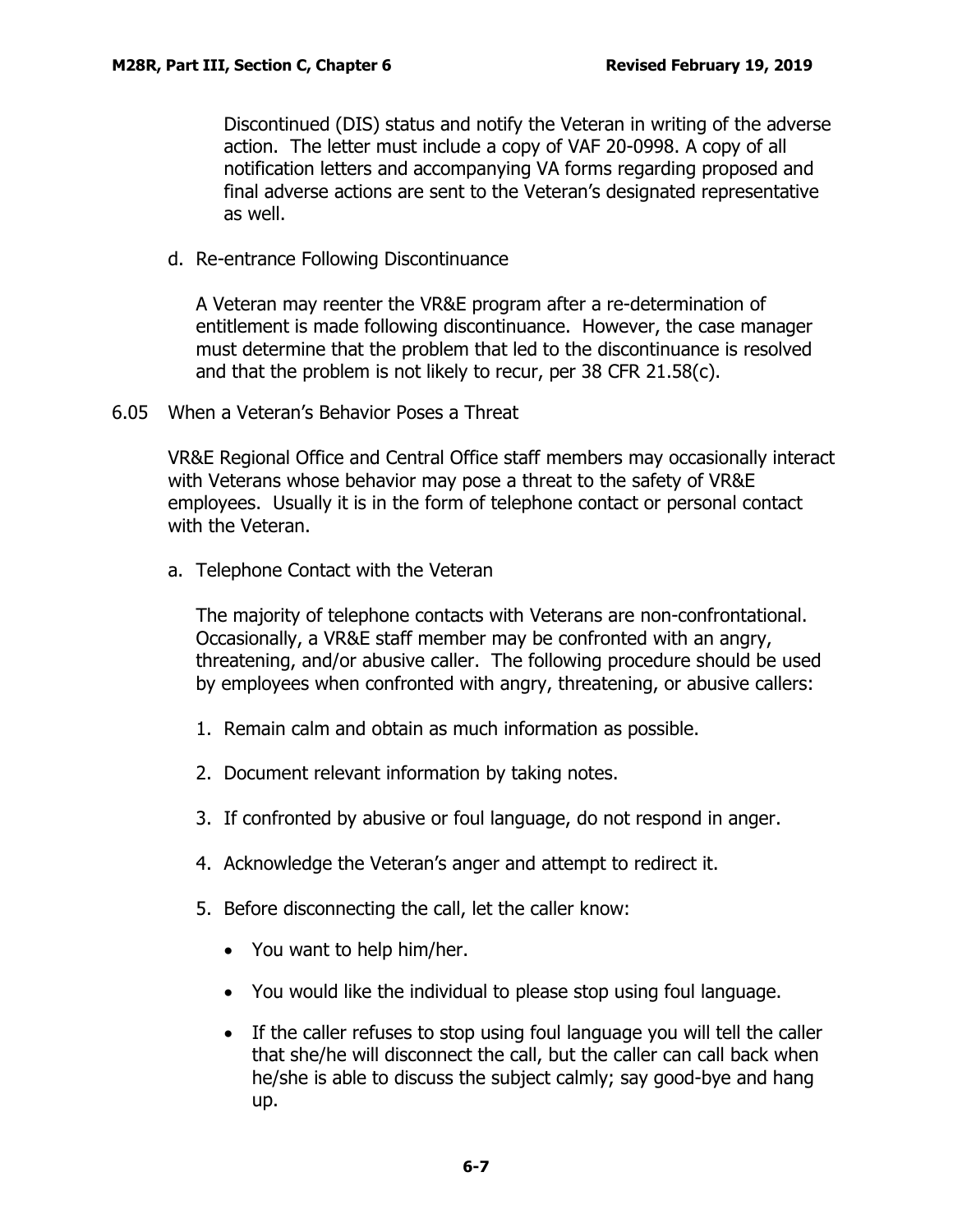Discontinued (DIS) status and notify the Veteran in writing of the adverse action. The letter must include a copy of VAF 20-0998. A copy of all notification letters and accompanying VA forms regarding proposed and final adverse actions are sent to the Veteran's designated representative as well.

d. Re-entrance Following Discontinuance

A Veteran may reenter the VR&E program after a re-determination of entitlement is made following discontinuance. However, the case manager must determine that the problem that led to the discontinuance is resolved and that the problem is not likely to recur, per 38 CFR 21.58(c).

## 6.05 When a Veteran's Behavior Poses a Threat

VR&E Regional Office and Central Office staff members may occasionally interact with Veterans whose behavior may pose a threat to the safety of VR&E employees. Usually it is in the form of telephone contact or personal contact with the Veteran.

a. Telephone Contact with the Veteran

The majority of telephone contacts with Veterans are non-confrontational. Occasionally, a VR&E staff member may be confronted with an angry, threatening, and/or abusive caller. The following procedure should be used by employees when confronted with angry, threatening, or abusive callers:

1. Remain calm and obtain as much information as possible.
2. Document relevant information by taking notes.
3. If confronted by abusive or foul language, do not respond in anger.
4. Acknowledge the Veteran's anger and attempt to redirect it.
5. Before disconnecting the call, let the caller know:
   - You want to help him/her.
   - You would like the individual to please stop using foul language.
   - If the caller refuses to stop using foul language you will tell the caller that she/he will disconnect the call, but the caller can call back when he/she is able to discuss the subject calmly; say good-bye and hang up.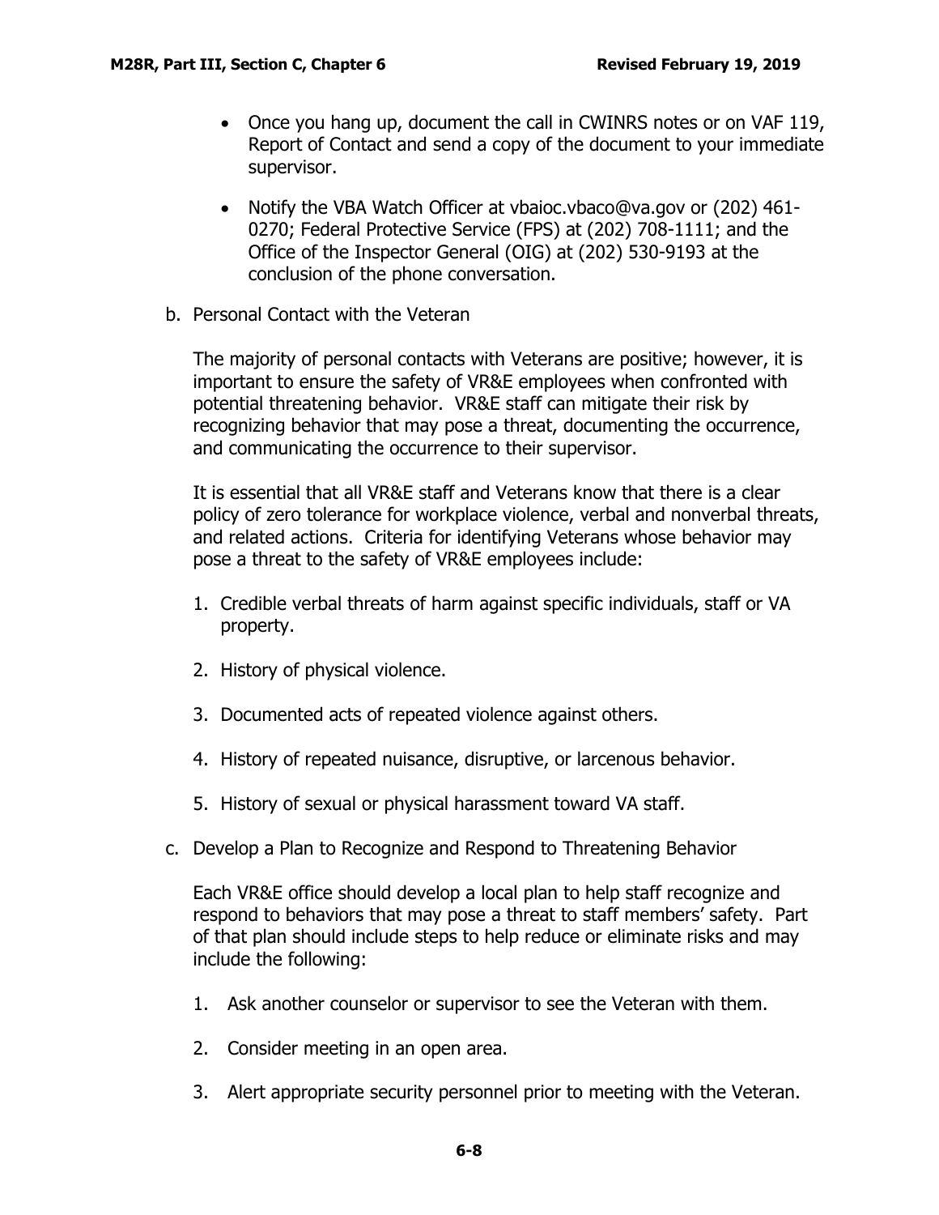- Once you hang up, document the call in CWINRS notes or on VAF 119, Report of Contact and send a copy of the document to your immediate supervisor.

- Notify the VBA Watch Officer at vbaioc.vbaco@va.gov or (202) 461-0270; Federal Protective Service (FPS) at (202) 708-1111; and the Office of the Inspector General (OIG) at (202) 530-9193 at the conclusion of the phone conversation.

b. Personal Contact with the Veteran

The majority of personal contacts with Veterans are positive; however, it is important to ensure the safety of VR&E employees when confronted with potential threatening behavior. VR&E staff can mitigate their risk by recognizing behavior that may pose a threat, documenting the occurrence, and communicating the occurrence to their supervisor.

It is essential that all VR&E staff and Veterans know that there is a clear policy of zero tolerance for workplace violence, verbal and nonverbal threats, and related actions. Criteria for identifying Veterans whose behavior may pose a threat to the safety of VR&E employees include:

1. Credible verbal threats of harm against specific individuals, staff or VA property.

2. History of physical violence.

3. Documented acts of repeated violence against others.

4. History of repeated nuisance, disruptive, or larcenous behavior.

5. History of sexual or physical harassment toward VA staff.

c. Develop a Plan to Recognize and Respond to Threatening Behavior

Each VR&E office should develop a local plan to help staff recognize and respond to behaviors that may pose a threat to staff members' safety. Part of that plan should include steps to help reduce or eliminate risks and may include the following:

1. Ask another counselor or supervisor to see the Veteran with them.

2. Consider meeting in an open area.

3. Alert appropriate security personnel prior to meeting with the Veteran.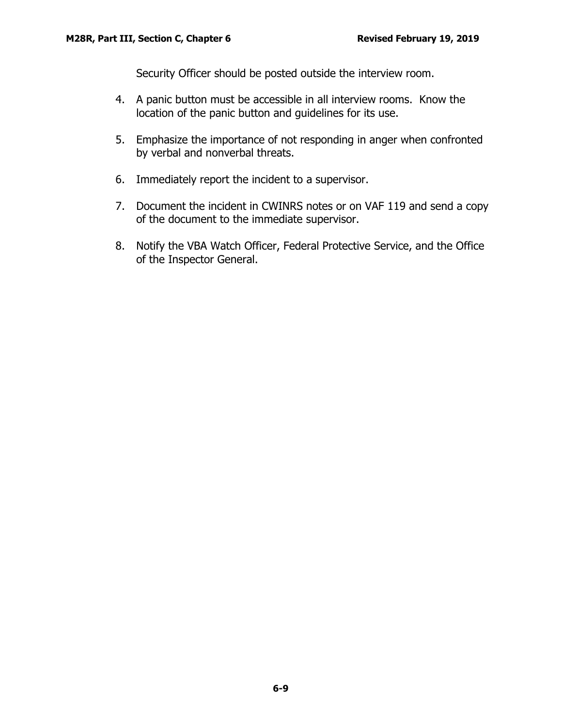Security Officer should be posted outside the interview room.

4. A panic button must be accessible in all interview rooms. Know the location of the panic button and guidelines for its use.

5. Emphasize the importance of not responding in anger when confronted by verbal and nonverbal threats.

6. Immediately report the incident to a supervisor.

7. Document the incident in CWINRS notes or on VAF 119 and send a copy of the document to the immediate supervisor.

8. Notify the VBA Watch Officer, Federal Protective Service, and the Office of the Inspector General.